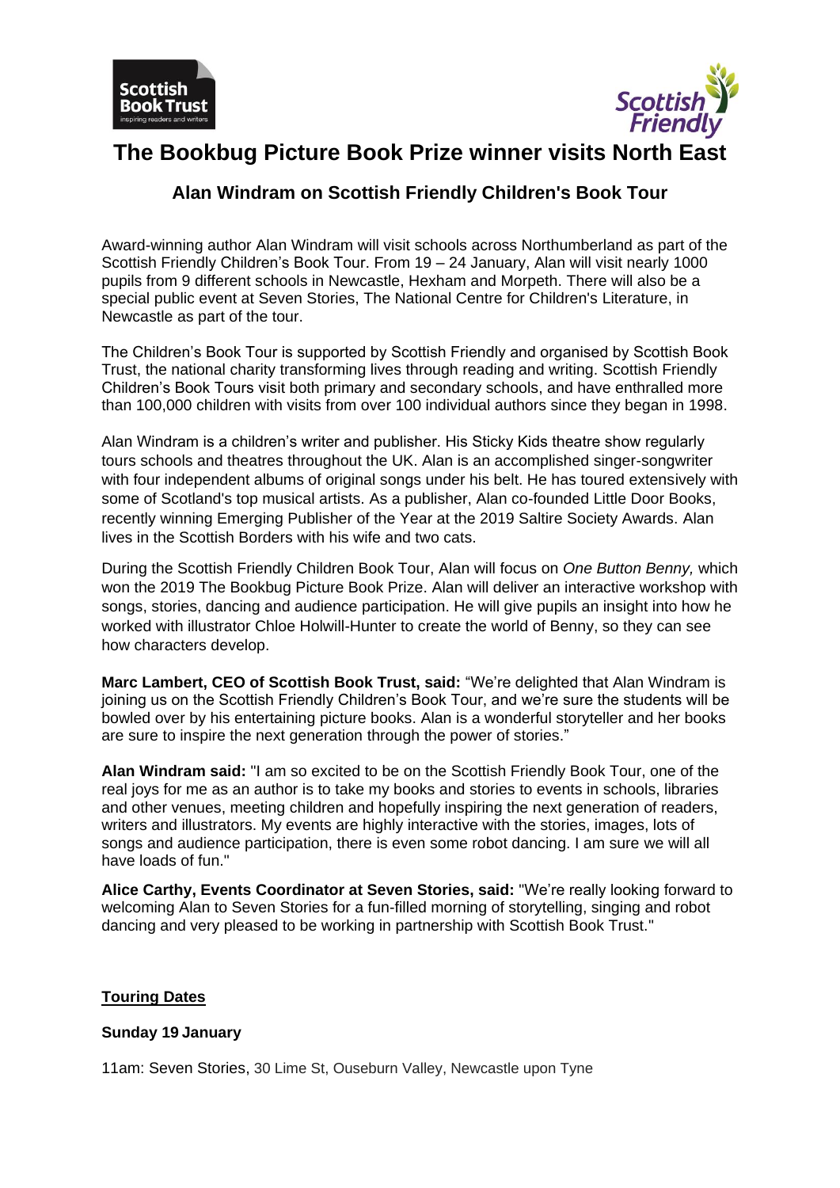# The Bookbug Picture Book Prize winner visits North East

## Alan Windram on Scottish Friendly Children's Book Tour

Award-winning author Alan Windram will visit schools across Northumberland as part of the Scottish Friendly Children's Book Tour. From 19 – 24 January, Alan will visit nearly 1000 pupils from 9 different schools in Newcastle, Hexham and Morpeth. There will also be a special public event at Seven Stories, The National Centre for Children's Literature, in Newcastle as part of the tour.

The Children's Book Tour is supported by Scottish Friendly and organised by Scottish Book Trust, the national charity transforming lives through reading and writing. Scottish Friendly Children's Book Tours visit both primary and secondary schools, and have enthralled more than 100,000 children with visits from over 100 individual authors since they began in 1998.

Alan Windram is a children's writer and publisher. His Sticky Kids theatre show regularly tours schools and theatres throughout the UK. Alan is an accomplished singer-songwriter with four independent albums of original songs under his belt. He has toured extensively with some of Scotland's top musical artists. As a publisher, Alan co-founded Little Door Books, recently winning Emerging Publisher of the Year at the 2019 Saltire Society Awards. Alan lives in the Scottish Borders with his wife and two cats.

During the Scottish Friendly Children Book Tour, Alan will focus on *One Button Benny,* which won the 2019 The Bookbug Picture Book Prize. Alan will deliver an interactive workshop with songs, stories, dancing and audience participation. He will give pupils an insight into how he worked with illustrator Chloe Holwill-Hunter to create the world of Benny, so they can see how characters develop.

**Marc Lambert, CEO of Scottish Book Trust, said:** "We're delighted that Alan Windram is joining us on the Scottish Friendly Children's Book Tour, and we're sure the students will be bowled over by his entertaining picture books. Alan is a wonderful storyteller and her books are sure to inspire the next generation through the power of stories."

**Alan Windram said:** "I am so excited to be on the Scottish Friendly Book Tour, one of the real joys for me as an author is to take my books and stories to events in schools, libraries and other venues, meeting children and hopefully inspiring the next generation of readers, writers and illustrators. My events are highly interactive with the stories, images, lots of songs and audience participation, there is even some robot dancing. I am sure we will all have loads of fun."

**Alice Carthy, Events Coordinator at Seven Stories, said:** "We're really looking forward to welcoming Alan to Seven Stories for a fun-filled morning of storytelling, singing and robot dancing and very pleased to be working in partnership with Scottish Book Trust."

**Touring Dates**

**Sunday 19 January**

11am: Seven Stories, 30 Lime St, Ouseburn Valley, Newcastle upon Tyne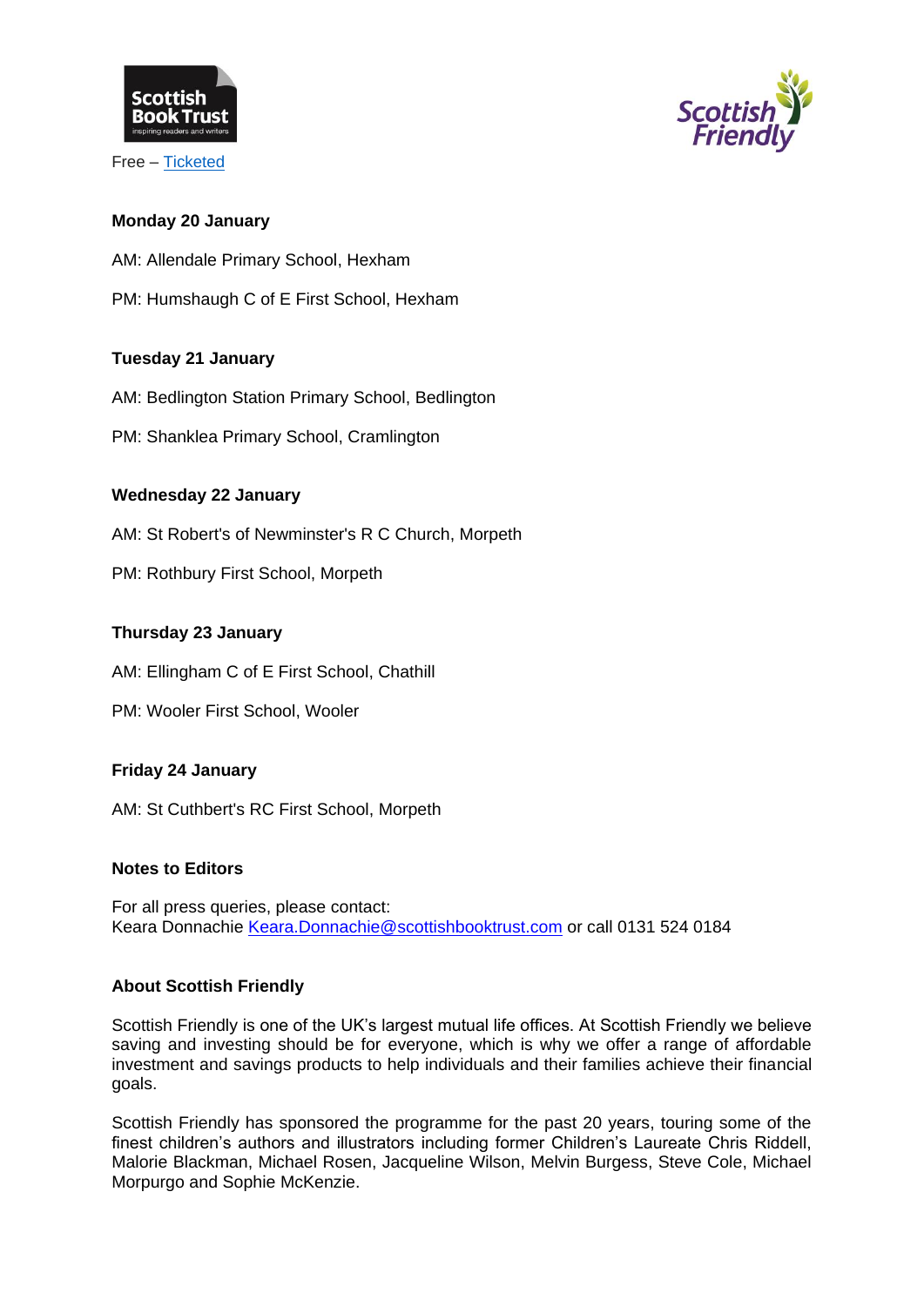Free – [Ticketed]()

**Monday 20 January**

AM: Allendale Primary School, Hexham

PM: Humshaugh C of E First School, Hexham

**Tuesday 21 January**

AM: Bedlington Station Primary School, Bedlington

PM: Shanklea Primary School, Cramlington

**Wednesday 22 January**

AM: St Robert's of Newminster's R C Church, Morpeth

PM: Rothbury First School, Morpeth

**Thursday 23 January**

AM: Ellingham C of E First School, Chathill

PM: Wooler First School, Wooler

**Friday 24 January**

AM: St Cuthbert's RC First School, Morpeth

**Notes to Editors**

For all press queries, please contact:
Keara Donnachie Keara.Donnachie@scottishbooktrust.com or call 0131 524 0184

**About Scottish Friendly**

Scottish Friendly is one of the UK's largest mutual life offices. At Scottish Friendly we believe saving and investing should be for everyone, which is why we offer a range of affordable investment and savings products to help individuals and their families achieve their financial goals.

Scottish Friendly has sponsored the programme for the past 20 years, touring some of the finest children's authors and illustrators including former Children's Laureate Chris Riddell, Malorie Blackman, Michael Rosen, Jacqueline Wilson, Melvin Burgess, Steve Cole, Michael Morpurgo and Sophie McKenzie.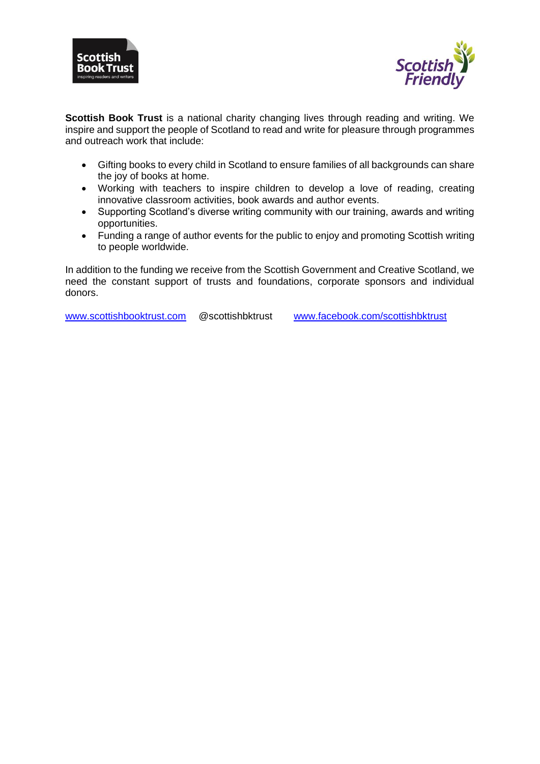**Scottish Book Trust** is a national charity changing lives through reading and writing. We inspire and support the people of Scotland to read and write for pleasure through programmes and outreach work that include:

- Gifting books to every child in Scotland to ensure families of all backgrounds can share the joy of books at home.
- Working with teachers to inspire children to develop a love of reading, creating innovative classroom activities, book awards and author events.
- Supporting Scotland's diverse writing community with our training, awards and writing opportunities.
- Funding a range of author events for the public to enjoy and promoting Scottish writing to people worldwide.

In addition to the funding we receive from the Scottish Government and Creative Scotland, we need the constant support of trusts and foundations, corporate sponsors and individual donors.

[www.scottishbooktrust.com](http://www.scottishbooktrust.com) @scottishbktrust [www.facebook.com/scottishbktrust](http://www.facebook.com/scottishbktrust)